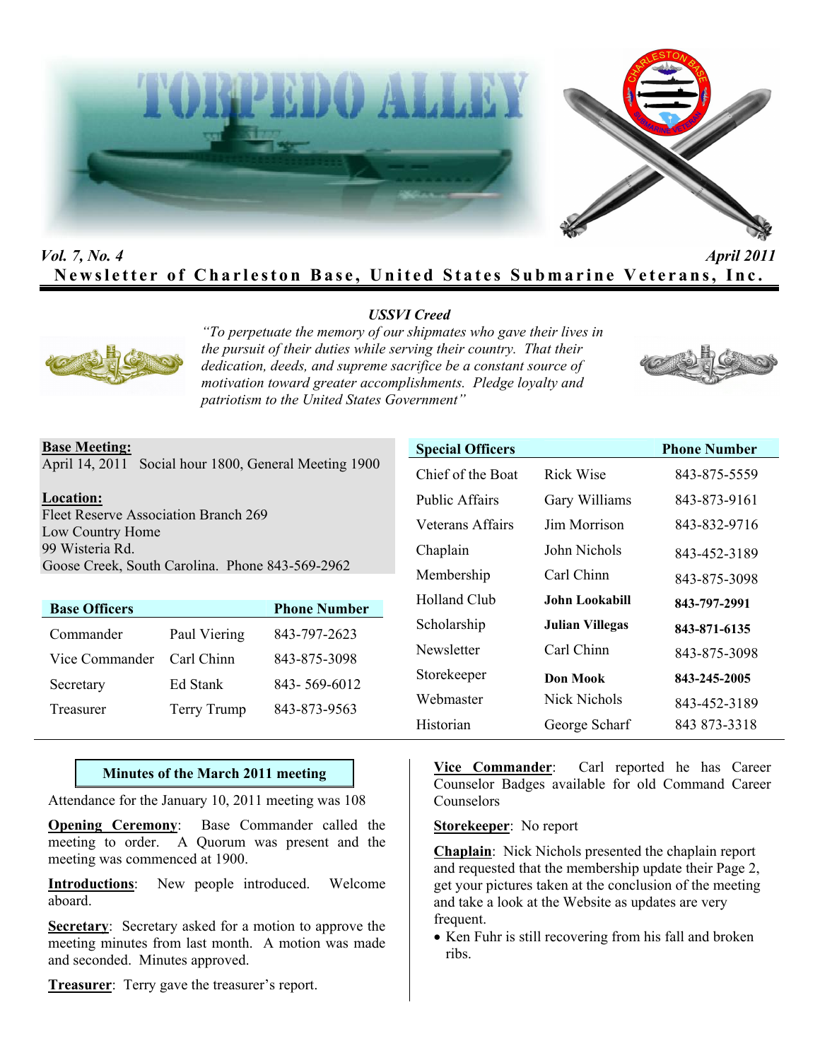# TORPEDO ALLEY

*Vol. 7, No. 4* *April 2011*

**Newsletter of Charleston Base, United States Submarine Veterans, Inc.**

***USSVI Creed***

*"To perpetuate the memory of our shipmates who gave their lives in the pursuit of their duties while serving their country. That their dedication, deeds, and supreme sacrifice be a constant source of motivation toward greater accomplishments. Pledge loyalty and patriotism to the United States Government"*

**Base Meeting:**
April 14, 2011 Social hour 1800, General Meeting 1900

**Location:**
Fleet Reserve Association Branch 269
Low Country Home
99 Wisteria Rd.
Goose Creek, South Carolina. Phone 843-569-2962

| Base Officers | | Phone Number |
|---|---|---|
| Commander | Paul Viering | 843-797-2623 |
| Vice Commander | Carl Chinn | 843-875-3098 |
| Secretary | Ed Stank | 843- 569-6012 |
| Treasurer | Terry Trump | 843-873-9563 |

| Special Officers | | Phone Number |
|---|---|---|
| Chief of the Boat | Rick Wise | 843-875-5559 |
| Public Affairs | Gary Williams | 843-873-9161 |
| Veterans Affairs | Jim Morrison | 843-832-9716 |
| Chaplain | John Nichols | 843-452-3189 |
| Membership | Carl Chinn | 843-875-3098 |
| Holland Club | **John Lookabill** | **843-797-2991** |
| Scholarship | **Julian Villegas** | **843-871-6135** |
| Newsletter | Carl Chinn | 843-875-3098 |
| Storekeeper | **Don Mook** | **843-245-2005** |
| Webmaster | Nick Nichols | 843-452-3189 |
| Historian | George Scharf | 843 873-3318 |

## Minutes of the March 2011 meeting

Attendance for the January 10, 2011 meeting was 108

**Opening Ceremony**: Base Commander called the meeting to order. A Quorum was present and the meeting was commenced at 1900.

**Introductions**: New people introduced. Welcome aboard.

**Secretary**: Secretary asked for a motion to approve the meeting minutes from last month. A motion was made and seconded. Minutes approved.

**Treasurer**: Terry gave the treasurer's report.

**Vice Commander**: Carl reported he has Career Counselor Badges available for old Command Career Counselors

**Storekeeper**: No report

**Chaplain**: Nick Nichols presented the chaplain report and requested that the membership update their Page 2, get your pictures taken at the conclusion of the meeting and take a look at the Website as updates are very frequent.

- Ken Fuhr is still recovering from his fall and broken ribs.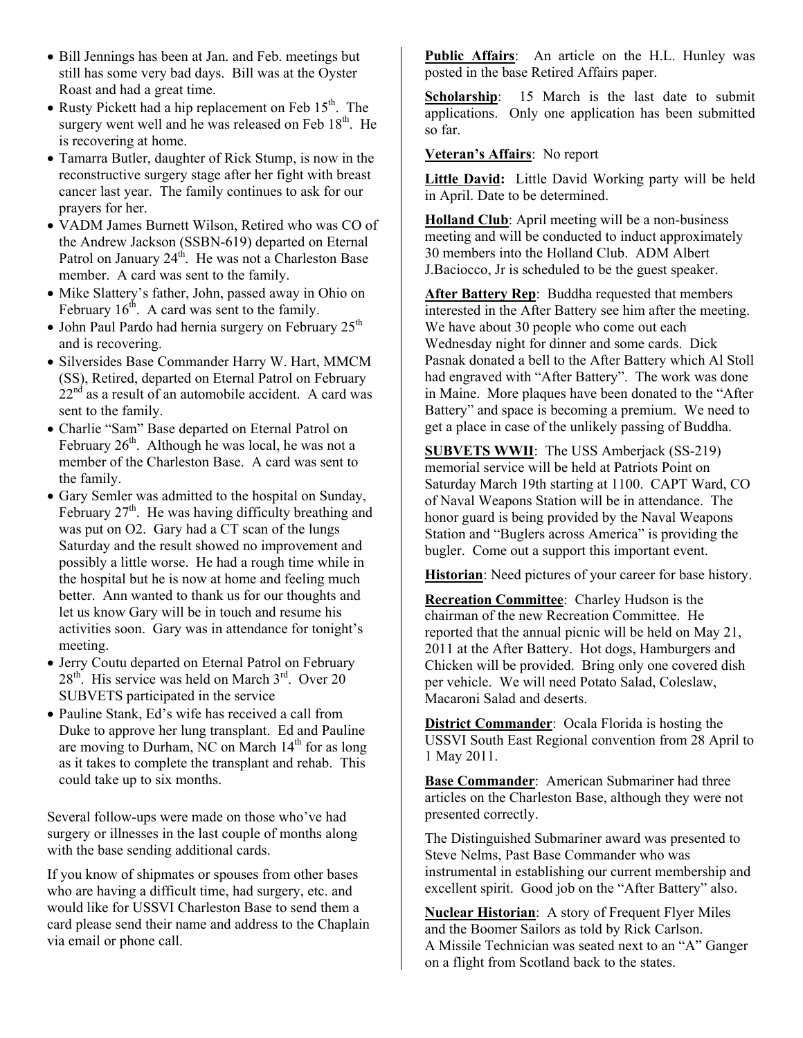- Bill Jennings has been at Jan. and Feb. meetings but still has some very bad days. Bill was at the Oyster Roast and had a great time.
- Rusty Pickett had a hip replacement on Feb 15th. The surgery went well and he was released on Feb 18th. He is recovering at home.
- Tamarra Butler, daughter of Rick Stump, is now in the reconstructive surgery stage after her fight with breast cancer last year. The family continues to ask for our prayers for her.
- VADM James Burnett Wilson, Retired who was CO of the Andrew Jackson (SSBN-619) departed on Eternal Patrol on January 24th. He was not a Charleston Base member. A card was sent to the family.
- Mike Slattery's father, John, passed away in Ohio on February 16th. A card was sent to the family.
- John Paul Pardo had hernia surgery on February 25th and is recovering.
- Silversides Base Commander Harry W. Hart, MMCM (SS), Retired, departed on Eternal Patrol on February 22nd as a result of an automobile accident. A card was sent to the family.
- Charlie "Sam" Base departed on Eternal Patrol on February 26th. Although he was local, he was not a member of the Charleston Base. A card was sent to the family.
- Gary Semler was admitted to the hospital on Sunday, February 27th. He was having difficulty breathing and was put on O2. Gary had a CT scan of the lungs Saturday and the result showed no improvement and possibly a little worse. He had a rough time while in the hospital but he is now at home and feeling much better. Ann wanted to thank us for our thoughts and let us know Gary will be in touch and resume his activities soon. Gary was in attendance for tonight's meeting.
- Jerry Coutu departed on Eternal Patrol on February 28th. His service was held on March 3rd. Over 20 SUBVETS participated in the service
- Pauline Stank, Ed's wife has received a call from Duke to approve her lung transplant. Ed and Pauline are moving to Durham, NC on March 14th for as long as it takes to complete the transplant and rehab. This could take up to six months.

Several follow-ups were made on those who've had surgery or illnesses in the last couple of months along with the base sending additional cards.

If you know of shipmates or spouses from other bases who are having a difficult time, had surgery, etc. and would like for USSVI Charleston Base to send them a card please send their name and address to the Chaplain via email or phone call.

**Public Affairs**: An article on the H.L. Hunley was posted in the base Retired Affairs paper.

**Scholarship**: 15 March is the last date to submit applications. Only one application has been submitted so far.

**Veteran's Affairs**: No report

**Little David:** Little David Working party will be held in April. Date to be determined.

**Holland Club**: April meeting will be a non-business meeting and will be conducted to induct approximately 30 members into the Holland Club. ADM Albert J.Baciocco, Jr is scheduled to be the guest speaker.

**After Battery Rep**: Buddha requested that members interested in the After Battery see him after the meeting. We have about 30 people who come out each Wednesday night for dinner and some cards. Dick Pasnak donated a bell to the After Battery which Al Stoll had engraved with "After Battery". The work was done in Maine. More plaques have been donated to the "After Battery" and space is becoming a premium. We need to get a place in case of the unlikely passing of Buddha.

**SUBVETS WWII**: The USS Amberjack (SS-219) memorial service will be held at Patriots Point on Saturday March 19th starting at 1100. CAPT Ward, CO of Naval Weapons Station will be in attendance. The honor guard is being provided by the Naval Weapons Station and "Buglers across America" is providing the bugler. Come out a support this important event.

**Historian**: Need pictures of your career for base history.

**Recreation Committee**: Charley Hudson is the chairman of the new Recreation Committee. He reported that the annual picnic will be held on May 21, 2011 at the After Battery. Hot dogs, Hamburgers and Chicken will be provided. Bring only one covered dish per vehicle. We will need Potato Salad, Coleslaw, Macaroni Salad and deserts.

**District Commander**: Ocala Florida is hosting the USSVI South East Regional convention from 28 April to 1 May 2011.

**Base Commander**: American Submariner had three articles on the Charleston Base, although they were not presented correctly.

The Distinguished Submariner award was presented to Steve Nelms, Past Base Commander who was instrumental in establishing our current membership and excellent spirit. Good job on the "After Battery" also.

**Nuclear Historian**: A story of Frequent Flyer Miles and the Boomer Sailors as told by Rick Carlson.
A Missile Technician was seated next to an "A" Ganger on a flight from Scotland back to the states.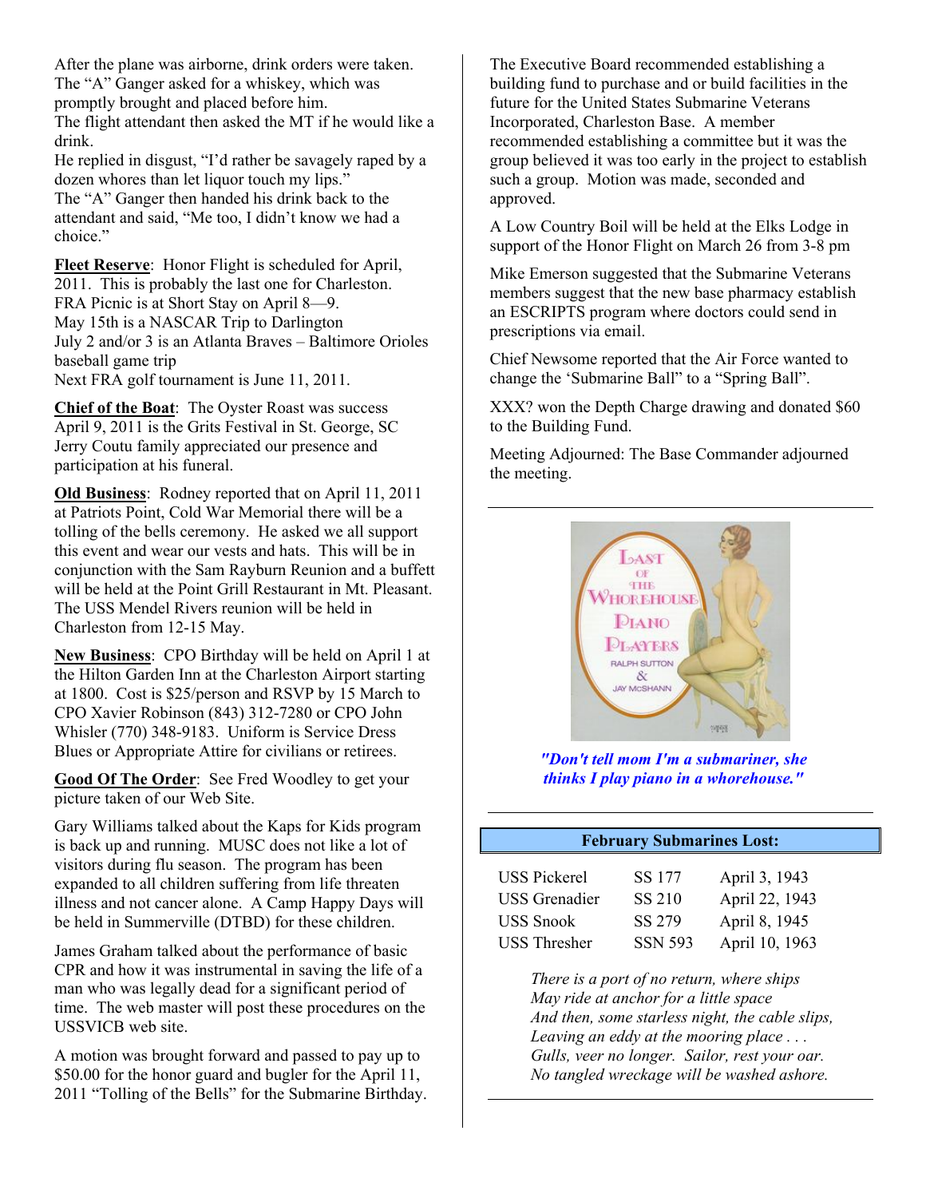After the plane was airborne, drink orders were taken. The "A" Ganger asked for a whiskey, which was promptly brought and placed before him.
The flight attendant then asked the MT if he would like a drink.
He replied in disgust, "I'd rather be savagely raped by a dozen whores than let liquor touch my lips."
The "A" Ganger then handed his drink back to the attendant and said, "Me too, I didn't know we had a choice."

**Fleet Reserve**: Honor Flight is scheduled for April, 2011. This is probably the last one for Charleston.
FRA Picnic is at Short Stay on April 8—9.
May 15th is a NASCAR Trip to Darlington
July 2 and/or 3 is an Atlanta Braves – Baltimore Orioles baseball game trip
Next FRA golf tournament is June 11, 2011.

**Chief of the Boat**: The Oyster Roast was success
April 9, 2011 is the Grits Festival in St. George, SC
Jerry Coutu family appreciated our presence and participation at his funeral.

**Old Business**: Rodney reported that on April 11, 2011 at Patriots Point, Cold War Memorial there will be a tolling of the bells ceremony. He asked we all support this event and wear our vests and hats. This will be in conjunction with the Sam Rayburn Reunion and a buffett will be held at the Point Grill Restaurant in Mt. Pleasant. The USS Mendel Rivers reunion will be held in Charleston from 12-15 May.

**New Business**: CPO Birthday will be held on April 1 at the Hilton Garden Inn at the Charleston Airport starting at 1800. Cost is $25/person and RSVP by 15 March to CPO Xavier Robinson (843) 312-7280 or CPO John Whisler (770) 348-9183. Uniform is Service Dress Blues or Appropriate Attire for civilians or retirees.

**Good Of The Order**: See Fred Woodley to get your picture taken of our Web Site.

Gary Williams talked about the Kaps for Kids program is back up and running. MUSC does not like a lot of visitors during flu season. The program has been expanded to all children suffering from life threaten illness and not cancer alone. A Camp Happy Days will be held in Summerville (DTBD) for these children.

James Graham talked about the performance of basic CPR and how it was instrumental in saving the life of a man who was legally dead for a significant period of time. The web master will post these procedures on the USSVICB web site.

A motion was brought forward and passed to pay up to $50.00 for the honor guard and bugler for the April 11, 2011 "Tolling of the Bells" for the Submarine Birthday.

The Executive Board recommended establishing a building fund to purchase and or build facilities in the future for the United States Submarine Veterans Incorporated, Charleston Base. A member recommended establishing a committee but it was the group believed it was too early in the project to establish such a group. Motion was made, seconded and approved.

A Low Country Boil will be held at the Elks Lodge in support of the Honor Flight on March 26 from 3-8 pm

Mike Emerson suggested that the Submarine Veterans members suggest that the new base pharmacy establish an ESCRIPTS program where doctors could send in prescriptions via email.

Chief Newsome reported that the Air Force wanted to change the 'Submarine Ball" to a "Spring Ball".

XXX? won the Depth Charge drawing and donated $60 to the Building Fund.

Meeting Adjourned: The Base Commander adjourned the meeting.

LAST OF THE WHOREHOUSE PIANO PLAYERS
RALPH SUTTON & JAY McSHANN

***"Don't tell mom I'm a submariner, she thinks I play piano in a whorehouse."***

| February Submarines Lost: | | |
|---|---|---|
| USS Pickerel | SS 177 | April 3, 1943 |
| USS Grenadier | SS 210 | April 22, 1943 |
| USS Snook | SS 279 | April 8, 1945 |
| USS Thresher | SSN 593 | April 10, 1963 |

*There is a port of no return, where ships*
*May ride at anchor for a little space*
*And then, some starless night, the cable slips,*
*Leaving an eddy at the mooring place . . .*
*Gulls, veer no longer. Sailor, rest your oar.*
*No tangled wreckage will be washed ashore.*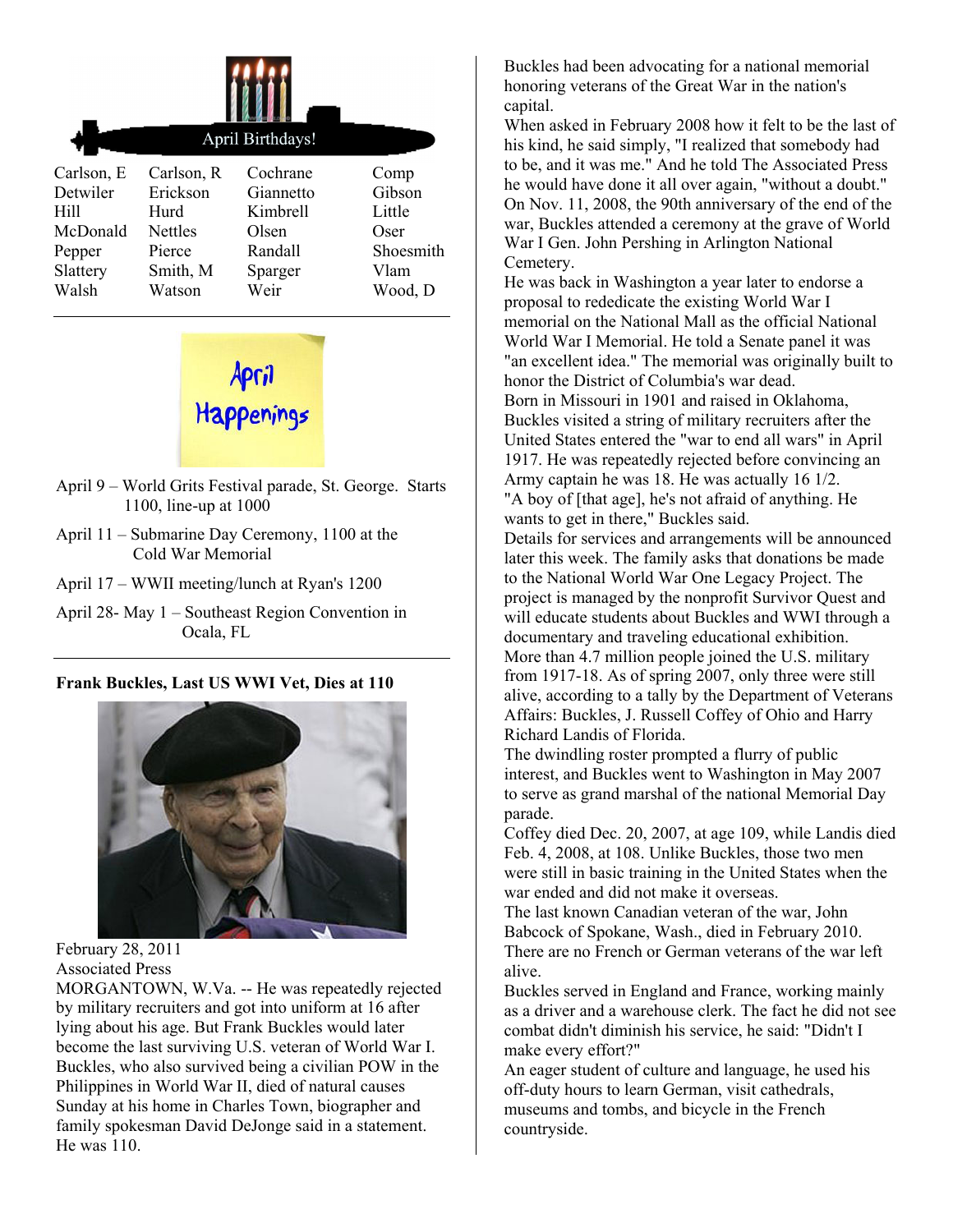## April Birthdays!

| | | | |
|---|---|---|---|
| Carlson, E | Carlson, R | Cochrane | Comp |
| Detwiler | Erickson | Giannetto | Gibson |
| Hill | Hurd | Kimbrell | Little |
| McDonald | Nettles | Olsen | Oser |
| Pepper | Pierce | Randall | Shoesmith |
| Slattery | Smith, M | Sparger | Vlam |
| Walsh | Watson | Weir | Wood, D |

## April Happenings

April 9 – World Grits Festival parade, St. George. Starts 1100, line-up at 1000

April 11 – Submarine Day Ceremony, 1100 at the Cold War Memorial

April 17 – WWII meeting/lunch at Ryan's 1200

April 28- May 1 – Southeast Region Convention in Ocala, FL

### Frank Buckles, Last US WWI Vet, Dies at 110

February 28, 2011
Associated Press

MORGANTOWN, W.Va. -- He was repeatedly rejected by military recruiters and got into uniform at 16 after lying about his age. But Frank Buckles would later become the last surviving U.S. veteran of World War I.

Buckles, who also survived being a civilian POW in the Philippines in World War II, died of natural causes Sunday at his home in Charles Town, biographer and family spokesman David DeJonge said in a statement. He was 110.

Buckles had been advocating for a national memorial honoring veterans of the Great War in the nation's capital.

When asked in February 2008 how it felt to be the last of his kind, he said simply, "I realized that somebody had to be, and it was me." And he told The Associated Press he would have done it all over again, "without a doubt."

On Nov. 11, 2008, the 90th anniversary of the end of the war, Buckles attended a ceremony at the grave of World War I Gen. John Pershing in Arlington National Cemetery.

He was back in Washington a year later to endorse a proposal to rededicate the existing World War I memorial on the National Mall as the official National World War I Memorial. He told a Senate panel it was "an excellent idea." The memorial was originally built to honor the District of Columbia's war dead.

Born in Missouri in 1901 and raised in Oklahoma, Buckles visited a string of military recruiters after the United States entered the "war to end all wars" in April 1917. He was repeatedly rejected before convincing an Army captain he was 18. He was actually 16 1/2.

"A boy of [that age], he's not afraid of anything. He wants to get in there," Buckles said.

Details for services and arrangements will be announced later this week. The family asks that donations be made to the National World War One Legacy Project. The project is managed by the nonprofit Survivor Quest and will educate students about Buckles and WWI through a documentary and traveling educational exhibition.

More than 4.7 million people joined the U.S. military from 1917-18. As of spring 2007, only three were still alive, according to a tally by the Department of Veterans Affairs: Buckles, J. Russell Coffey of Ohio and Harry Richard Landis of Florida.

The dwindling roster prompted a flurry of public interest, and Buckles went to Washington in May 2007 to serve as grand marshal of the national Memorial Day parade.

Coffey died Dec. 20, 2007, at age 109, while Landis died Feb. 4, 2008, at 108. Unlike Buckles, those two men were still in basic training in the United States when the war ended and did not make it overseas.

The last known Canadian veteran of the war, John Babcock of Spokane, Wash., died in February 2010. There are no French or German veterans of the war left alive.

Buckles served in England and France, working mainly as a driver and a warehouse clerk. The fact he did not see combat didn't diminish his service, he said: "Didn't I make every effort?"

An eager student of culture and language, he used his off-duty hours to learn German, visit cathedrals, museums and tombs, and bicycle in the French countryside.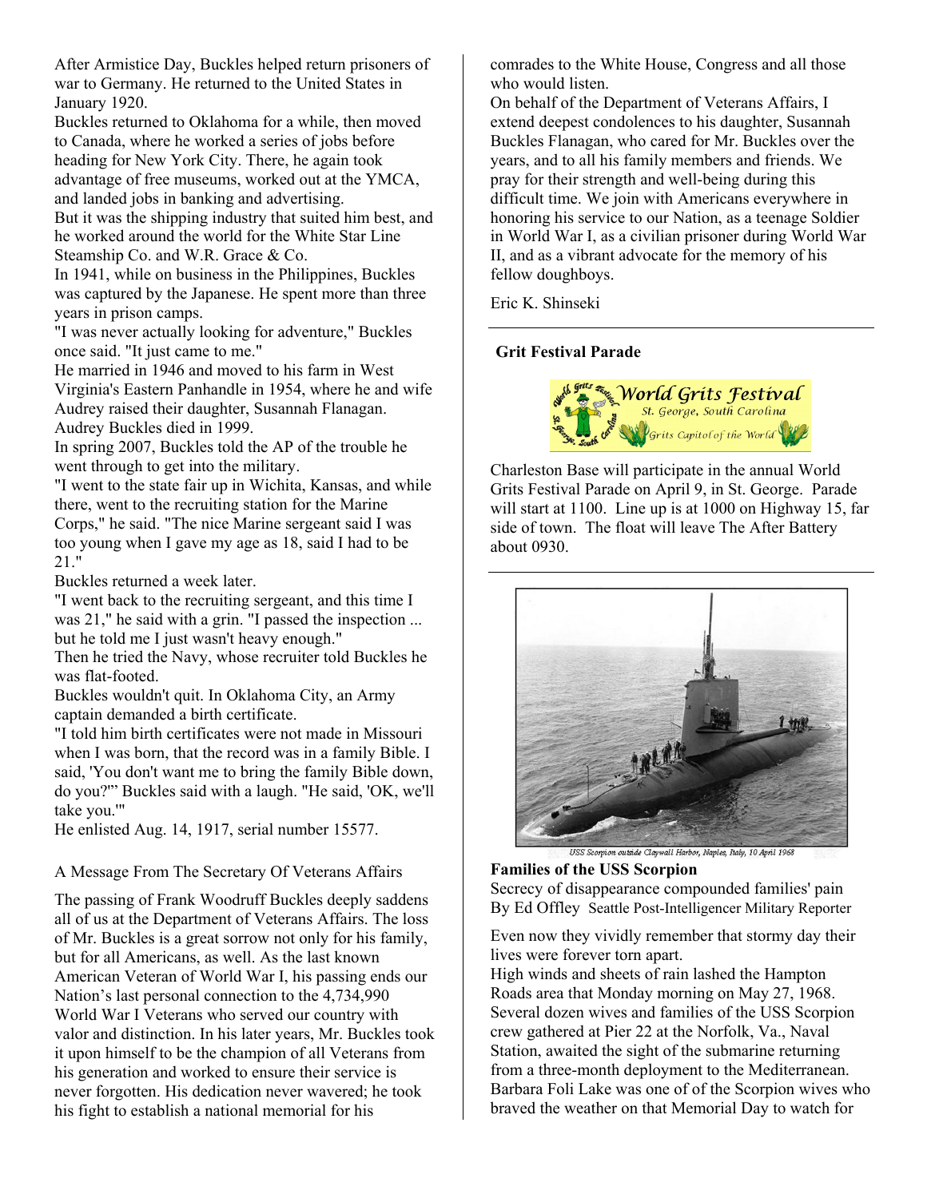After Armistice Day, Buckles helped return prisoners of war to Germany. He returned to the United States in January 1920.

Buckles returned to Oklahoma for a while, then moved to Canada, where he worked a series of jobs before heading for New York City. There, he again took advantage of free museums, worked out at the YMCA, and landed jobs in banking and advertising.

But it was the shipping industry that suited him best, and he worked around the world for the White Star Line Steamship Co. and W.R. Grace & Co.

In 1941, while on business in the Philippines, Buckles was captured by the Japanese. He spent more than three years in prison camps.

"I was never actually looking for adventure," Buckles once said. "It just came to me."

He married in 1946 and moved to his farm in West Virginia's Eastern Panhandle in 1954, where he and wife Audrey raised their daughter, Susannah Flanagan. Audrey Buckles died in 1999.

In spring 2007, Buckles told the AP of the trouble he went through to get into the military.

"I went to the state fair up in Wichita, Kansas, and while there, went to the recruiting station for the Marine Corps," he said. "The nice Marine sergeant said I was too young when I gave my age as 18, said I had to be 21."

Buckles returned a week later.

"I went back to the recruiting sergeant, and this time I was 21," he said with a grin. "I passed the inspection ... but he told me I just wasn't heavy enough."

Then he tried the Navy, whose recruiter told Buckles he was flat-footed.

Buckles wouldn't quit. In Oklahoma City, an Army captain demanded a birth certificate.

"I told him birth certificates were not made in Missouri when I was born, that the record was in a family Bible. I said, 'You don't want me to bring the family Bible down, do you?'" Buckles said with a laugh. "He said, 'OK, we'll take you.'"

He enlisted Aug. 14, 1917, serial number 15577.

A Message From The Secretary Of Veterans Affairs

The passing of Frank Woodruff Buckles deeply saddens all of us at the Department of Veterans Affairs. The loss of Mr. Buckles is a great sorrow not only for his family, but for all Americans, as well. As the last known American Veteran of World War I, his passing ends our Nation's last personal connection to the 4,734,990 World War I Veterans who served our country with valor and distinction. In his later years, Mr. Buckles took it upon himself to be the champion of all Veterans from his generation and worked to ensure their service is never forgotten. His dedication never wavered; he took his fight to establish a national memorial for his comrades to the White House, Congress and all those who would listen.

On behalf of the Department of Veterans Affairs, I extend deepest condolences to his daughter, Susannah Buckles Flanagan, who cared for Mr. Buckles over the years, and to all his family members and friends. We pray for their strength and well-being during this difficult time. We join with Americans everywhere in honoring his service to our Nation, as a teenage Soldier in World War I, as a civilian prisoner during World War II, and as a vibrant advocate for the memory of his fellow doughboys.

Eric K. Shinseki

---

**Grit Festival Parade**

World Grits Festival
St. George, South Carolina
Grits Capitol of the World

Charleston Base will participate in the annual World Grits Festival Parade on April 9, in St. George. Parade will start at 1100. Line up is at 1000 on Highway 15, far side of town. The float will leave The After Battery about 0930.

---

*USS Scorpion outside Claywall Harbor, Naples, Italy, 10 April 1968*

**Families of the USS Scorpion**

Secrecy of disappearance compounded families' pain

By Ed Offley Seattle Post-Intelligencer Military Reporter

Even now they vividly remember that stormy day their lives were forever torn apart.

High winds and sheets of rain lashed the Hampton Roads area that Monday morning on May 27, 1968. Several dozen wives and families of the USS Scorpion crew gathered at Pier 22 at the Norfolk, Va., Naval Station, awaited the sight of the submarine returning from a three-month deployment to the Mediterranean. Barbara Foli Lake was one of of the Scorpion wives who braved the weather on that Memorial Day to watch for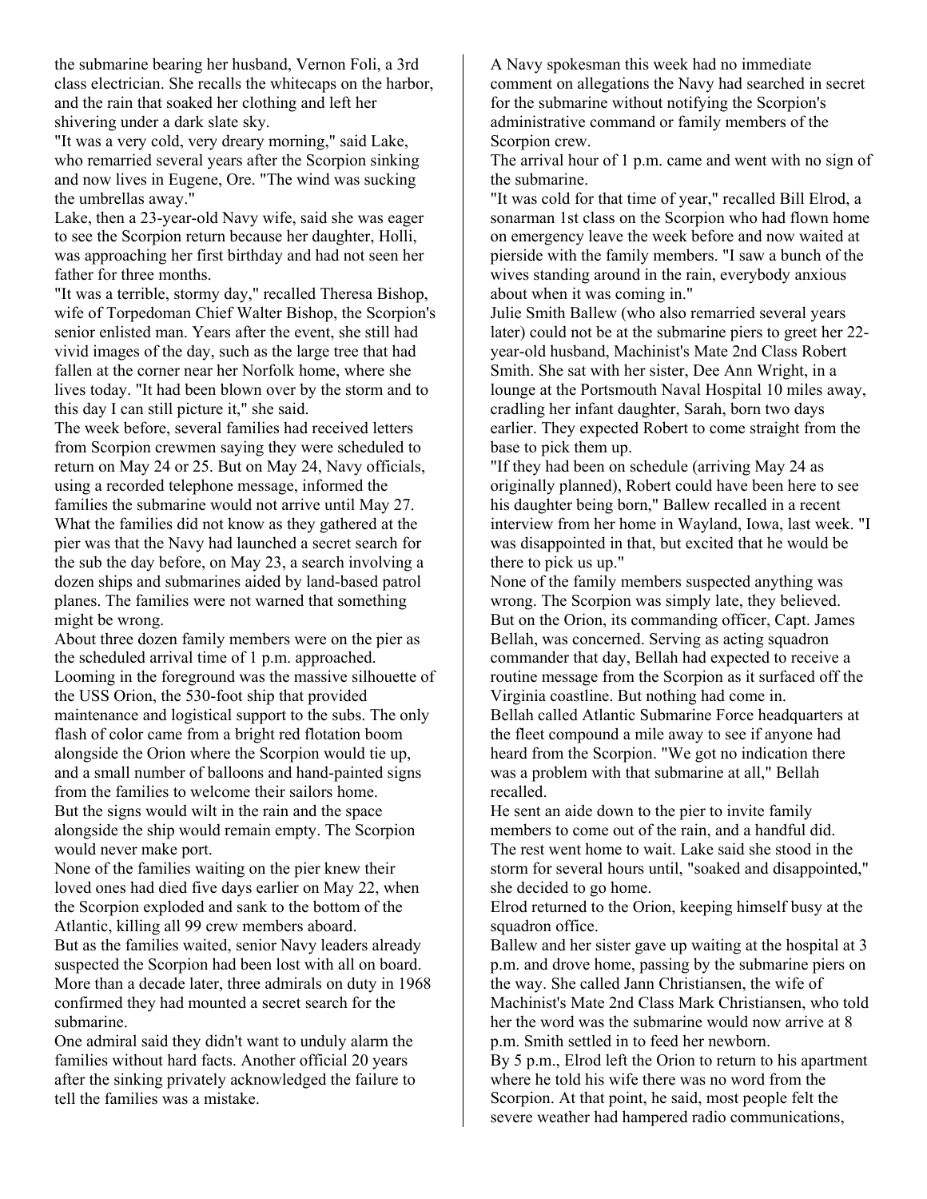the submarine bearing her husband, Vernon Foli, a 3rd class electrician. She recalls the whitecaps on the harbor, and the rain that soaked her clothing and left her shivering under a dark slate sky.

"It was a very cold, very dreary morning," said Lake, who remarried several years after the Scorpion sinking and now lives in Eugene, Ore. "The wind was sucking the umbrellas away."

Lake, then a 23-year-old Navy wife, said she was eager to see the Scorpion return because her daughter, Holli, was approaching her first birthday and had not seen her father for three months.

"It was a terrible, stormy day," recalled Theresa Bishop, wife of Torpedoman Chief Walter Bishop, the Scorpion's senior enlisted man. Years after the event, she still had vivid images of the day, such as the large tree that had fallen at the corner near her Norfolk home, where she lives today. "It had been blown over by the storm and to this day I can still picture it," she said.

The week before, several families had received letters from Scorpion crewmen saying they were scheduled to return on May 24 or 25. But on May 24, Navy officials, using a recorded telephone message, informed the families the submarine would not arrive until May 27. What the families did not know as they gathered at the pier was that the Navy had launched a secret search for the sub the day before, on May 23, a search involving a dozen ships and submarines aided by land-based patrol planes. The families were not warned that something might be wrong.

About three dozen family members were on the pier as the scheduled arrival time of 1 p.m. approached. Looming in the foreground was the massive silhouette of the USS Orion, the 530-foot ship that provided maintenance and logistical support to the subs. The only flash of color came from a bright red flotation boom alongside the Orion where the Scorpion would tie up, and a small number of balloons and hand-painted signs from the families to welcome their sailors home.

But the signs would wilt in the rain and the space alongside the ship would remain empty. The Scorpion would never make port.

None of the families waiting on the pier knew their loved ones had died five days earlier on May 22, when the Scorpion exploded and sank to the bottom of the Atlantic, killing all 99 crew members aboard.

But as the families waited, senior Navy leaders already suspected the Scorpion had been lost with all on board. More than a decade later, three admirals on duty in 1968 confirmed they had mounted a secret search for the submarine.

One admiral said they didn't want to unduly alarm the families without hard facts. Another official 20 years after the sinking privately acknowledged the failure to tell the families was a mistake.

A Navy spokesman this week had no immediate comment on allegations the Navy had searched in secret for the submarine without notifying the Scorpion's administrative command or family members of the Scorpion crew.

The arrival hour of 1 p.m. came and went with no sign of the submarine.

"It was cold for that time of year," recalled Bill Elrod, a sonarman 1st class on the Scorpion who had flown home on emergency leave the week before and now waited at pierside with the family members. "I saw a bunch of the wives standing around in the rain, everybody anxious about when it was coming in."

Julie Smith Ballew (who also remarried several years later) could not be at the submarine piers to greet her 22-year-old husband, Machinist's Mate 2nd Class Robert Smith. She sat with her sister, Dee Ann Wright, in a lounge at the Portsmouth Naval Hospital 10 miles away, cradling her infant daughter, Sarah, born two days earlier. They expected Robert to come straight from the base to pick them up.

"If they had been on schedule (arriving May 24 as originally planned), Robert could have been here to see his daughter being born," Ballew recalled in a recent interview from her home in Wayland, Iowa, last week. "I was disappointed in that, but excited that he would be there to pick us up."

None of the family members suspected anything was wrong. The Scorpion was simply late, they believed. But on the Orion, its commanding officer, Capt. James Bellah, was concerned. Serving as acting squadron commander that day, Bellah had expected to receive a routine message from the Scorpion as it surfaced off the Virginia coastline. But nothing had come in.

Bellah called Atlantic Submarine Force headquarters at the fleet compound a mile away to see if anyone had heard from the Scorpion. "We got no indication there was a problem with that submarine at all," Bellah recalled.

He sent an aide down to the pier to invite family members to come out of the rain, and a handful did. The rest went home to wait. Lake said she stood in the storm for several hours until, "soaked and disappointed," she decided to go home.

Elrod returned to the Orion, keeping himself busy at the squadron office.

Ballew and her sister gave up waiting at the hospital at 3 p.m. and drove home, passing by the submarine piers on the way. She called Jann Christiansen, the wife of Machinist's Mate 2nd Class Mark Christiansen, who told her the word was the submarine would now arrive at 8 p.m. Smith settled in to feed her newborn.

By 5 p.m., Elrod left the Orion to return to his apartment where he told his wife there was no word from the Scorpion. At that point, he said, most people felt the severe weather had hampered radio communications,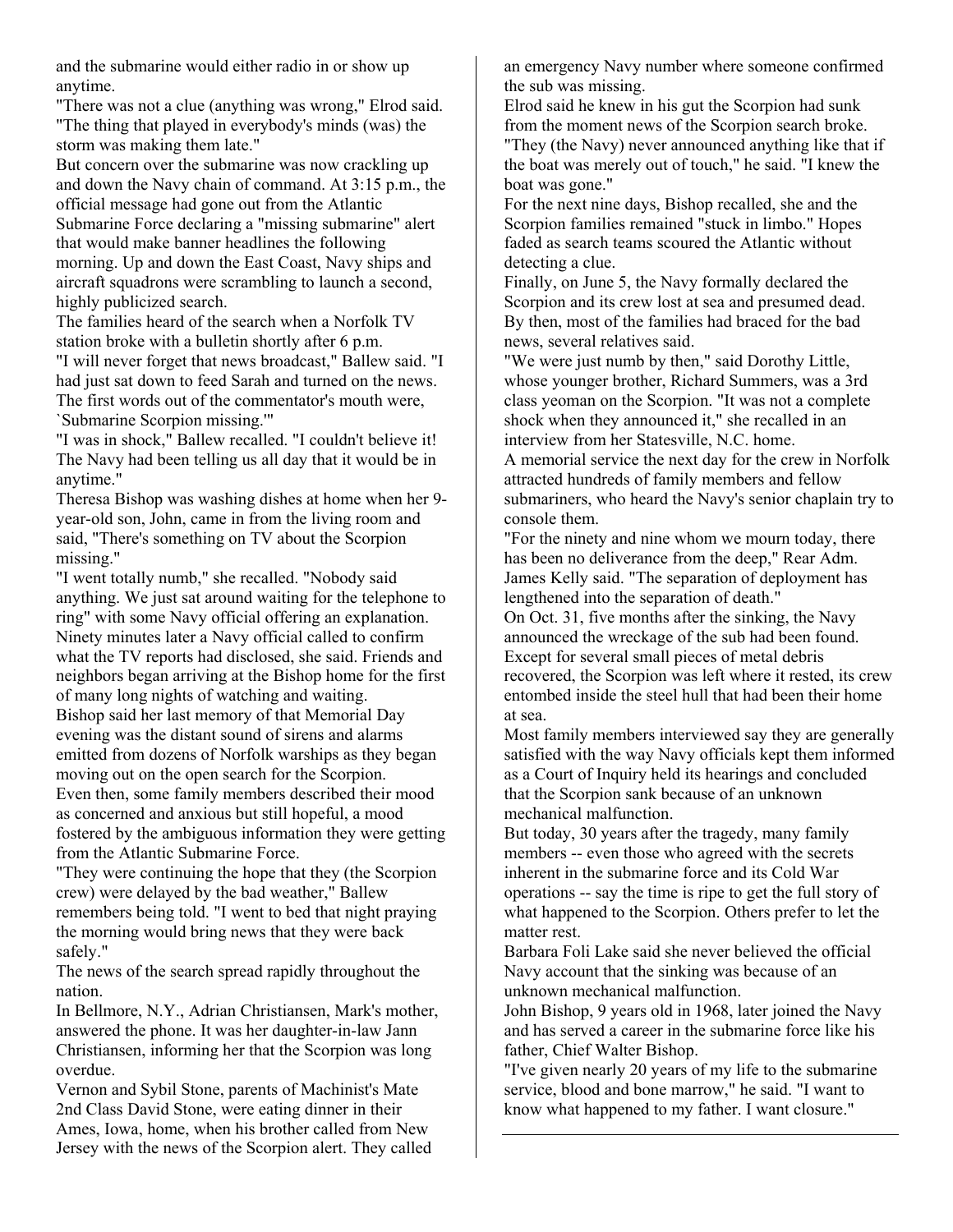and the submarine would either radio in or show up anytime.

"There was not a clue (anything was wrong," Elrod said. "The thing that played in everybody's minds (was) the storm was making them late."

But concern over the submarine was now crackling up and down the Navy chain of command. At 3:15 p.m., the official message had gone out from the Atlantic Submarine Force declaring a "missing submarine" alert that would make banner headlines the following morning. Up and down the East Coast, Navy ships and aircraft squadrons were scrambling to launch a second, highly publicized search.

The families heard of the search when a Norfolk TV station broke with a bulletin shortly after 6 p.m.

"I will never forget that news broadcast," Ballew said. "I had just sat down to feed Sarah and turned on the news. The first words out of the commentator's mouth were, `Submarine Scorpion missing.'"

"I was in shock," Ballew recalled. "I couldn't believe it! The Navy had been telling us all day that it would be in anytime."

Theresa Bishop was washing dishes at home when her 9-year-old son, John, came in from the living room and said, "There's something on TV about the Scorpion missing."

"I went totally numb," she recalled. "Nobody said anything. We just sat around waiting for the telephone to ring" with some Navy official offering an explanation. Ninety minutes later a Navy official called to confirm what the TV reports had disclosed, she said. Friends and neighbors began arriving at the Bishop home for the first of many long nights of watching and waiting.

Bishop said her last memory of that Memorial Day evening was the distant sound of sirens and alarms emitted from dozens of Norfolk warships as they began moving out on the open search for the Scorpion.

Even then, some family members described their mood as concerned and anxious but still hopeful, a mood fostered by the ambiguous information they were getting from the Atlantic Submarine Force.

"They were continuing the hope that they (the Scorpion crew) were delayed by the bad weather," Ballew remembers being told. "I went to bed that night praying the morning would bring news that they were back safely."

The news of the search spread rapidly throughout the nation.

In Bellmore, N.Y., Adrian Christiansen, Mark's mother, answered the phone. It was her daughter-in-law Jann Christiansen, informing her that the Scorpion was long overdue.

Vernon and Sybil Stone, parents of Machinist's Mate 2nd Class David Stone, were eating dinner in their Ames, Iowa, home, when his brother called from New Jersey with the news of the Scorpion alert. They called an emergency Navy number where someone confirmed the sub was missing.

Elrod said he knew in his gut the Scorpion had sunk from the moment news of the Scorpion search broke. "They (the Navy) never announced anything like that if the boat was merely out of touch," he said. "I knew the boat was gone."

For the next nine days, Bishop recalled, she and the Scorpion families remained "stuck in limbo." Hopes faded as search teams scoured the Atlantic without detecting a clue.

Finally, on June 5, the Navy formally declared the Scorpion and its crew lost at sea and presumed dead. By then, most of the families had braced for the bad news, several relatives said.

"We were just numb by then," said Dorothy Little, whose younger brother, Richard Summers, was a 3rd class yeoman on the Scorpion. "It was not a complete shock when they announced it," she recalled in an interview from her Statesville, N.C. home.

A memorial service the next day for the crew in Norfolk attracted hundreds of family members and fellow submariners, who heard the Navy's senior chaplain try to console them.

"For the ninety and nine whom we mourn today, there has been no deliverance from the deep," Rear Adm. James Kelly said. "The separation of deployment has lengthened into the separation of death."

On Oct. 31, five months after the sinking, the Navy announced the wreckage of the sub had been found. Except for several small pieces of metal debris recovered, the Scorpion was left where it rested, its crew entombed inside the steel hull that had been their home at sea.

Most family members interviewed say they are generally satisfied with the way Navy officials kept them informed as a Court of Inquiry held its hearings and concluded that the Scorpion sank because of an unknown mechanical malfunction.

But today, 30 years after the tragedy, many family members -- even those who agreed with the secrets inherent in the submarine force and its Cold War operations -- say the time is ripe to get the full story of what happened to the Scorpion. Others prefer to let the matter rest.

Barbara Foli Lake said she never believed the official Navy account that the sinking was because of an unknown mechanical malfunction.

John Bishop, 9 years old in 1968, later joined the Navy and has served a career in the submarine force like his father, Chief Walter Bishop.

"I've given nearly 20 years of my life to the submarine service, blood and bone marrow," he said. "I want to know what happened to my father. I want closure."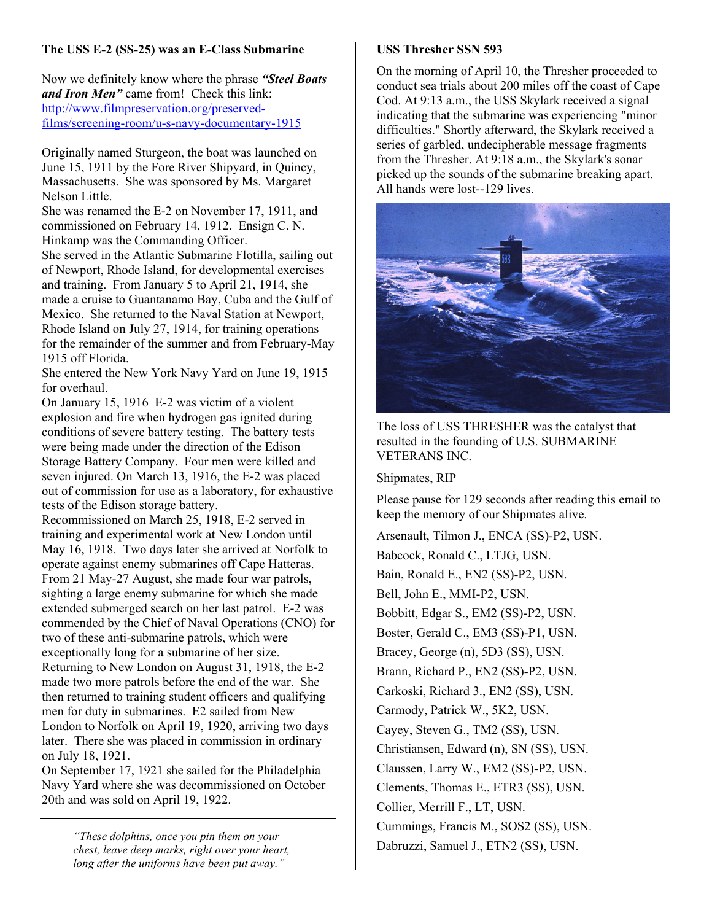## The USS E-2 (SS-25) was an E-Class Submarine

Now we definitely know where the phrase ***"Steel Boats and Iron Men"*** came from! Check this link: [http://www.filmpreservation.org/preserved-films/screening-room/u-s-navy-documentary-1915](http://www.filmpreservation.org/preserved-films/screening-room/u-s-navy-documentary-1915)

Originally named Sturgeon, the boat was launched on June 15, 1911 by the Fore River Shipyard, in Quincy, Massachusetts. She was sponsored by Ms. Margaret Nelson Little.

She was renamed the E-2 on November 17, 1911, and commissioned on February 14, 1912. Ensign C. N. Hinkamp was the Commanding Officer.

She served in the Atlantic Submarine Flotilla, sailing out of Newport, Rhode Island, for developmental exercises and training. From January 5 to April 21, 1914, she made a cruise to Guantanamo Bay, Cuba and the Gulf of Mexico. She returned to the Naval Station at Newport, Rhode Island on July 27, 1914, for training operations for the remainder of the summer and from February-May 1915 off Florida.

She entered the New York Navy Yard on June 19, 1915 for overhaul.

On January 15, 1916 E-2 was victim of a violent explosion and fire when hydrogen gas ignited during conditions of severe battery testing. The battery tests were being made under the direction of the Edison Storage Battery Company. Four men were killed and seven injured. On March 13, 1916, the E-2 was placed out of commission for use as a laboratory, for exhaustive tests of the Edison storage battery.

Recommissioned on March 25, 1918, E-2 served in training and experimental work at New London until May 16, 1918. Two days later she arrived at Norfolk to operate against enemy submarines off Cape Hatteras. From 21 May-27 August, she made four war patrols, sighting a large enemy submarine for which she made extended submerged search on her last patrol. E-2 was commended by the Chief of Naval Operations (CNO) for two of these anti-submarine patrols, which were exceptionally long for a submarine of her size.

Returning to New London on August 31, 1918, the E-2 made two more patrols before the end of the war. She then returned to training student officers and qualifying men for duty in submarines. E2 sailed from New London to Norfolk on April 19, 1920, arriving two days later. There she was placed in commission in ordinary on July 18, 1921.

On September 17, 1921 she sailed for the Philadelphia Navy Yard where she was decommissioned on October 20th and was sold on April 19, 1922.

---

*"These dolphins, once you pin them on your chest, leave deep marks, right over your heart, long after the uniforms have been put away."*

## USS Thresher SSN 593

On the morning of April 10, the Thresher proceeded to conduct sea trials about 200 miles off the coast of Cape Cod. At 9:13 a.m., the USS Skylark received a signal indicating that the submarine was experiencing "minor difficulties." Shortly afterward, the Skylark received a series of garbled, undecipherable message fragments from the Thresher. At 9:18 a.m., the Skylark's sonar picked up the sounds of the submarine breaking apart. All hands were lost--129 lives.

The loss of USS THRESHER was the catalyst that resulted in the founding of U.S. SUBMARINE VETERANS INC.

Shipmates, RIP

Please pause for 129 seconds after reading this email to keep the memory of our Shipmates alive.

Arsenault, Tilmon J., ENCA (SS)-P2, USN.

Babcock, Ronald C., LTJG, USN.

Bain, Ronald E., EN2 (SS)-P2, USN.

Bell, John E., MMI-P2, USN.

Bobbitt, Edgar S., EM2 (SS)-P2, USN.

Boster, Gerald C., EM3 (SS)-P1, USN.

Bracey, George (n), 5D3 (SS), USN.

Brann, Richard P., EN2 (SS)-P2, USN.

Carkoski, Richard 3., EN2 (SS), USN.

Carmody, Patrick W., 5K2, USN.

Cayey, Steven G., TM2 (SS), USN.

Christiansen, Edward (n), SN (SS), USN.

Claussen, Larry W., EM2 (SS)-P2, USN.

Clements, Thomas E., ETR3 (SS), USN.

Collier, Merrill F., LT, USN.

Cummings, Francis M., SOS2 (SS), USN.

Dabruzzi, Samuel J., ETN2 (SS), USN.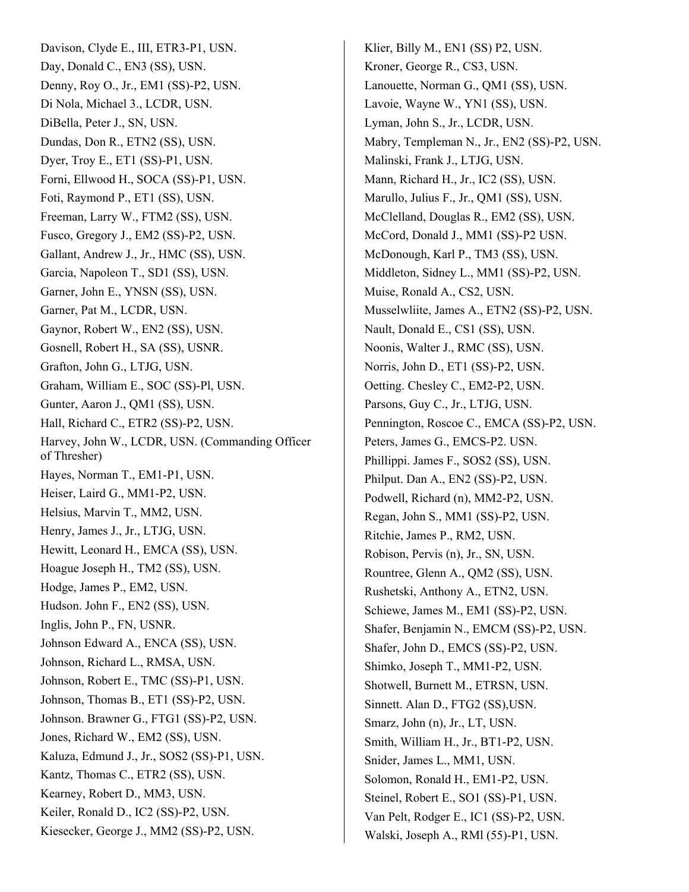Davison, Clyde E., III, ETR3-P1, USN.

Day, Donald C., EN3 (SS), USN.

Denny, Roy O., Jr., EM1 (SS)-P2, USN.

Di Nola, Michael 3., LCDR, USN.

DiBella, Peter J., SN, USN.

Dundas, Don R., ETN2 (SS), USN.

Dyer, Troy E., ET1 (SS)-P1, USN.

Forni, Ellwood H., SOCA (SS)-P1, USN.

Foti, Raymond P., ET1 (SS), USN.

Freeman, Larry W., FTM2 (SS), USN.

Fusco, Gregory J., EM2 (SS)-P2, USN.

Gallant, Andrew J., Jr., HMC (SS), USN.

Garcia, Napoleon T., SD1 (SS), USN.

Garner, John E., YNSN (SS), USN.

Garner, Pat M., LCDR, USN.

Gaynor, Robert W., EN2 (SS), USN.

Gosnell, Robert H., SA (SS), USNR.

Grafton, John G., LTJG, USN.

Graham, William E., SOC (SS)-Pl, USN.

Gunter, Aaron J., QM1 (SS), USN.

Hall, Richard C., ETR2 (SS)-P2, USN.

Harvey, John W., LCDR, USN. (Commanding Officer of Thresher)

Hayes, Norman T., EM1-P1, USN.

Heiser, Laird G., MM1-P2, USN.

Helsius, Marvin T., MM2, USN.

Henry, James J., Jr., LTJG, USN.

Hewitt, Leonard H., EMCA (SS), USN.

Hoague Joseph H., TM2 (SS), USN.

Hodge, James P., EM2, USN.

Hudson. John F., EN2 (SS), USN.

Inglis, John P., FN, USNR.

Johnson Edward A., ENCA (SS), USN.

Johnson, Richard L., RMSA, USN.

Johnson, Robert E., TMC (SS)-P1, USN.

Johnson, Thomas B., ET1 (SS)-P2, USN.

Johnson. Brawner G., FTG1 (SS)-P2, USN.

Jones, Richard W., EM2 (SS), USN.

Kaluza, Edmund J., Jr., SOS2 (SS)-P1, USN.

Kantz, Thomas C., ETR2 (SS), USN.

Kearney, Robert D., MM3, USN.

Keiler, Ronald D., IC2 (SS)-P2, USN.

Kiesecker, George J., MM2 (SS)-P2, USN.

Klier, Billy M., EN1 (SS) P2, USN.

Kroner, George R., CS3, USN.

Lanouette, Norman G., QM1 (SS), USN.

Lavoie, Wayne W., YN1 (SS), USN.

Lyman, John S., Jr., LCDR, USN.

Mabry, Templeman N., Jr., EN2 (SS)-P2, USN.

Malinski, Frank J., LTJG, USN.

Mann, Richard H., Jr., IC2 (SS), USN.

Marullo, Julius F., Jr., QM1 (SS), USN.

McClelland, Douglas R., EM2 (SS), USN.

McCord, Donald J., MM1 (SS)-P2 USN.

McDonough, Karl P., TM3 (SS), USN.

Middleton, Sidney L., MM1 (SS)-P2, USN.

Muise, Ronald A., CS2, USN.

Musselwliite, James A., ETN2 (SS)-P2, USN.

Nault, Donald E., CS1 (SS), USN.

Noonis, Walter J., RMC (SS), USN.

Norris, John D., ET1 (SS)-P2, USN.

Oetting. Chesley C., EM2-P2, USN.

Parsons, Guy C., Jr., LTJG, USN.

Pennington, Roscoe C., EMCA (SS)-P2, USN.

Peters, James G., EMCS-P2. USN.

Phillippi. James F., SOS2 (SS), USN.

Philput. Dan A., EN2 (SS)-P2, USN.

Podwell, Richard (n), MM2-P2, USN.

Regan, John S., MM1 (SS)-P2, USN.

Ritchie, James P., RM2, USN.

Robison, Pervis (n), Jr., SN, USN.

Rountree, Glenn A., QM2 (SS), USN.

Rushetski, Anthony A., ETN2, USN.

Schiewe, James M., EM1 (SS)-P2, USN.

Shafer, Benjamin N., EMCM (SS)-P2, USN.

Shafer, John D., EMCS (SS)-P2, USN.

Shimko, Joseph T., MM1-P2, USN.

Shotwell, Burnett M., ETRSN, USN.

Sinnett. Alan D., FTG2 (SS),USN.

Smarz, John (n), Jr., LT, USN.

Smith, William H., Jr., BT1-P2, USN.

Snider, James L., MM1, USN.

Solomon, Ronald H., EM1-P2, USN.

Steinel, Robert E., SO1 (SS)-P1, USN.

Van Pelt, Rodger E., IC1 (SS)-P2, USN.

Walski, Joseph A., RMl (55)-P1, USN.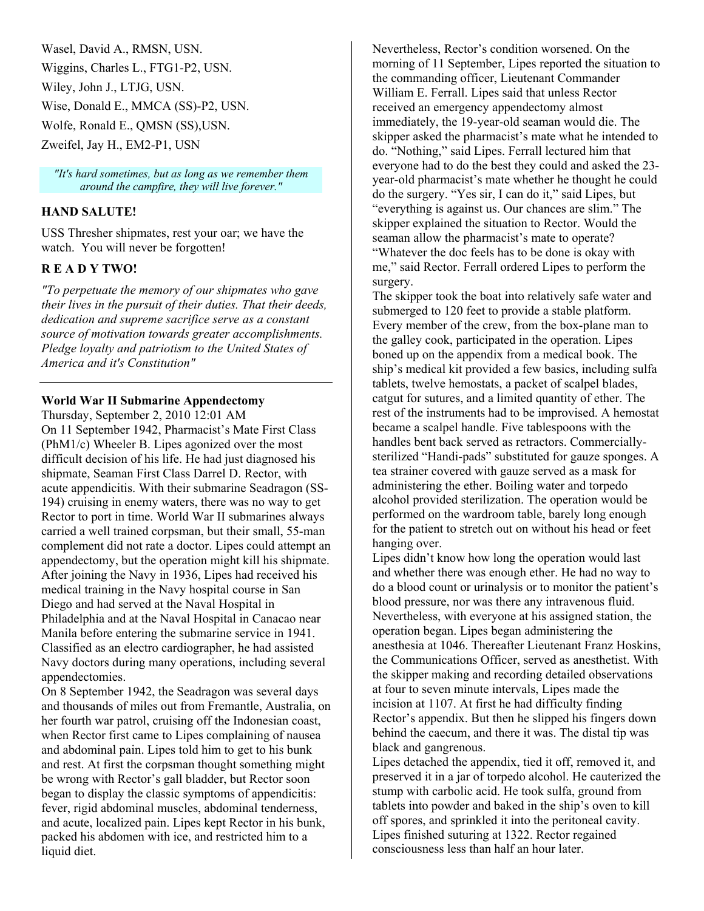Wasel, David A., RMSN, USN.

Wiggins, Charles L., FTG1-P2, USN.

Wiley, John J., LTJG, USN.

Wise, Donald E., MMCA (SS)-P2, USN.

Wolfe, Ronald E., QMSN (SS),USN.

Zweifel, Jay H., EM2-P1, USN

*"It's hard sometimes, but as long as we remember them around the campfire, they will live forever."*

**HAND SALUTE!**

USS Thresher shipmates, rest your oar; we have the watch. You will never be forgotten!

**R E A D Y TWO!**

*"To perpetuate the memory of our shipmates who gave their lives in the pursuit of their duties. That their deeds, dedication and supreme sacrifice serve as a constant source of motivation towards greater accomplishments. Pledge loyalty and patriotism to the United States of America and it's Constitution"*

---

**World War II Submarine Appendectomy**

Thursday, September 2, 2010 12:01 AM

On 11 September 1942, Pharmacist's Mate First Class (PhM1/c) Wheeler B. Lipes agonized over the most difficult decision of his life. He had just diagnosed his shipmate, Seaman First Class Darrel D. Rector, with acute appendicitis. With their submarine Seadragon (SS-194) cruising in enemy waters, there was no way to get Rector to port in time. World War II submarines always carried a well trained corpsman, but their small, 55-man complement did not rate a doctor. Lipes could attempt an appendectomy, but the operation might kill his shipmate. After joining the Navy in 1936, Lipes had received his medical training in the Navy hospital course in San Diego and had served at the Naval Hospital in Philadelphia and at the Naval Hospital in Canacao near Manila before entering the submarine service in 1941. Classified as an electro cardiographer, he had assisted Navy doctors during many operations, including several appendectomies.

On 8 September 1942, the Seadragon was several days and thousands of miles out from Fremantle, Australia, on her fourth war patrol, cruising off the Indonesian coast, when Rector first came to Lipes complaining of nausea and abdominal pain. Lipes told him to get to his bunk and rest. At first the corpsman thought something might be wrong with Rector's gall bladder, but Rector soon began to display the classic symptoms of appendicitis: fever, rigid abdominal muscles, abdominal tenderness, and acute, localized pain. Lipes kept Rector in his bunk, packed his abdomen with ice, and restricted him to a liquid diet.

Nevertheless, Rector's condition worsened. On the morning of 11 September, Lipes reported the situation to the commanding officer, Lieutenant Commander William E. Ferrall. Lipes said that unless Rector received an emergency appendectomy almost immediately, the 19-year-old seaman would die. The skipper asked the pharmacist's mate what he intended to do. "Nothing," said Lipes. Ferrall lectured him that everyone had to do the best they could and asked the 23-year-old pharmacist's mate whether he thought he could do the surgery. "Yes sir, I can do it," said Lipes, but "everything is against us. Our chances are slim." The skipper explained the situation to Rector. Would the seaman allow the pharmacist's mate to operate? "Whatever the doc feels has to be done is okay with me," said Rector. Ferrall ordered Lipes to perform the surgery.

The skipper took the boat into relatively safe water and submerged to 120 feet to provide a stable platform. Every member of the crew, from the box-plane man to the galley cook, participated in the operation. Lipes boned up on the appendix from a medical book. The ship's medical kit provided a few basics, including sulfa tablets, twelve hemostats, a packet of scalpel blades, catgut for sutures, and a limited quantity of ether. The rest of the instruments had to be improvised. A hemostat became a scalpel handle. Five tablespoons with the handles bent back served as retractors. Commercially-sterilized "Handi-pads" substituted for gauze sponges. A tea strainer covered with gauze served as a mask for administering the ether. Boiling water and torpedo alcohol provided sterilization. The operation would be performed on the wardroom table, barely long enough for the patient to stretch out on without his head or feet hanging over.

Lipes didn't know how long the operation would last and whether there was enough ether. He had no way to do a blood count or urinalysis or to monitor the patient's blood pressure, nor was there any intravenous fluid. Nevertheless, with everyone at his assigned station, the operation began. Lipes began administering the anesthesia at 1046. Thereafter Lieutenant Franz Hoskins, the Communications Officer, served as anesthetist. With the skipper making and recording detailed observations at four to seven minute intervals, Lipes made the incision at 1107. At first he had difficulty finding Rector's appendix. But then he slipped his fingers down behind the caecum, and there it was. The distal tip was black and gangrenous.

Lipes detached the appendix, tied it off, removed it, and preserved it in a jar of torpedo alcohol. He cauterized the stump with carbolic acid. He took sulfa, ground from tablets into powder and baked in the ship's oven to kill off spores, and sprinkled it into the peritoneal cavity. Lipes finished suturing at 1322. Rector regained consciousness less than half an hour later.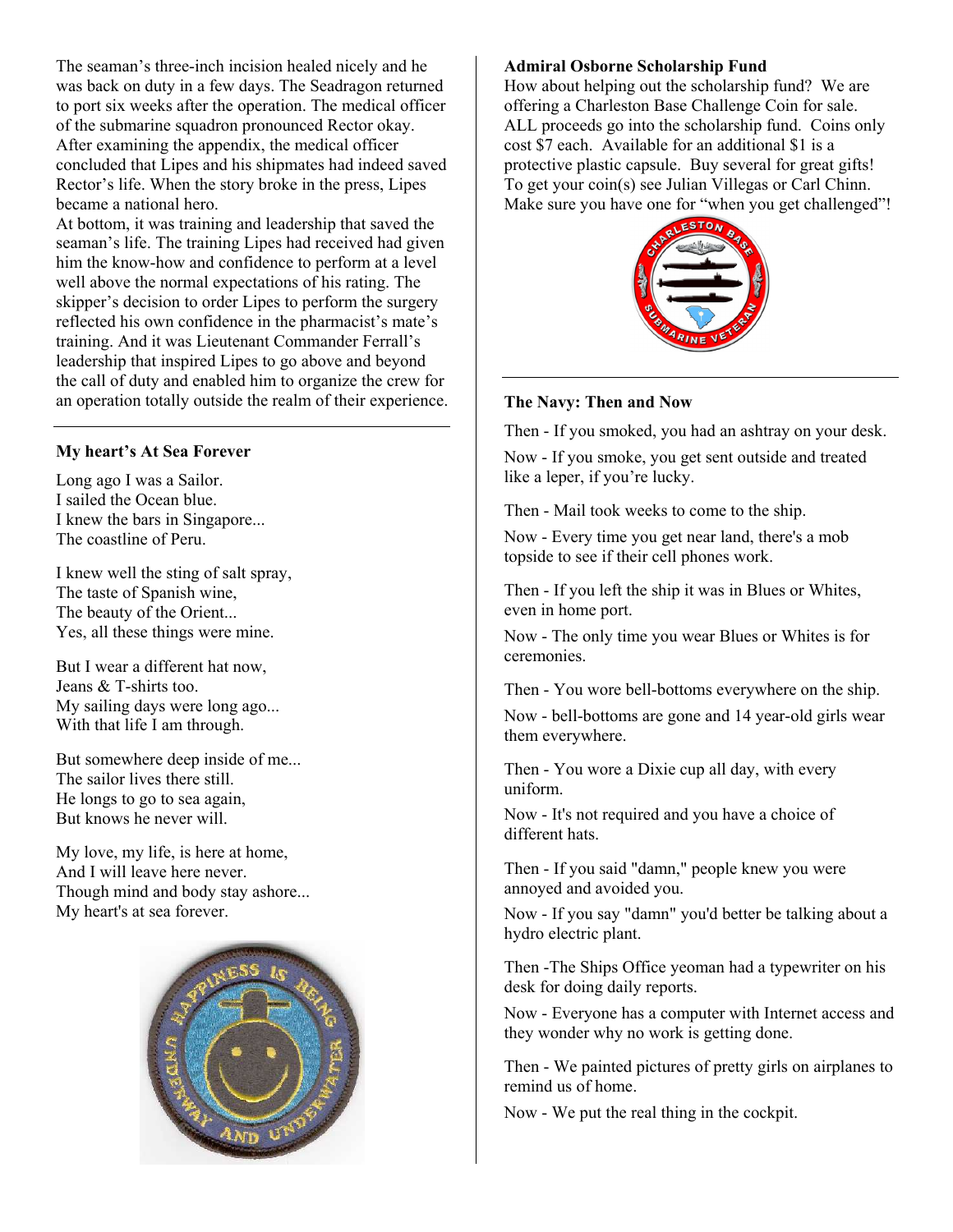The seaman's three-inch incision healed nicely and he was back on duty in a few days. The Seadragon returned to port six weeks after the operation. The medical officer of the submarine squadron pronounced Rector okay. After examining the appendix, the medical officer concluded that Lipes and his shipmates had indeed saved Rector's life. When the story broke in the press, Lipes became a national hero.

At bottom, it was training and leadership that saved the seaman's life. The training Lipes had received had given him the know-how and confidence to perform at a level well above the normal expectations of his rating. The skipper's decision to order Lipes to perform the surgery reflected his own confidence in the pharmacist's mate's training. And it was Lieutenant Commander Ferrall's leadership that inspired Lipes to go above and beyond the call of duty and enabled him to organize the crew for an operation totally outside the realm of their experience.

---

**My heart's At Sea Forever**

Long ago I was a Sailor.
I sailed the Ocean blue.
I knew the bars in Singapore...
The coastline of Peru.

I knew well the sting of salt spray,
The taste of Spanish wine,
The beauty of the Orient...
Yes, all these things were mine.

But I wear a different hat now,
Jeans & T-shirts too.
My sailing days were long ago...
With that life I am through.

But somewhere deep inside of me...
The sailor lives there still.
He longs to go to sea again,
But knows he never will.

My love, my life, is here at home,
And I will leave here never.
Though mind and body stay ashore...
My heart's at sea forever.

---

**Admiral Osborne Scholarship Fund**

How about helping out the scholarship fund? We are offering a Charleston Base Challenge Coin for sale. ALL proceeds go into the scholarship fund. Coins only cost $7 each. Available for an additional $1 is a protective plastic capsule. Buy several for great gifts! To get your coin(s) see Julian Villegas or Carl Chinn. Make sure you have one for "when you get challenged"!

---

**The Navy: Then and Now**

Then - If you smoked, you had an ashtray on your desk.

Now - If you smoke, you get sent outside and treated like a leper, if you're lucky.

Then - Mail took weeks to come to the ship.

Now - Every time you get near land, there's a mob topside to see if their cell phones work.

Then - If you left the ship it was in Blues or Whites, even in home port.

Now - The only time you wear Blues or Whites is for ceremonies.

Then - You wore bell-bottoms everywhere on the ship.

Now - bell-bottoms are gone and 14 year-old girls wear them everywhere.

Then - You wore a Dixie cup all day, with every uniform.

Now - It's not required and you have a choice of different hats.

Then - If you said "damn," people knew you were annoyed and avoided you.

Now - If you say "damn" you'd better be talking about a hydro electric plant.

Then -The Ships Office yeoman had a typewriter on his desk for doing daily reports.

Now - Everyone has a computer with Internet access and they wonder why no work is getting done.

Then - We painted pictures of pretty girls on airplanes to remind us of home.

Now - We put the real thing in the cockpit.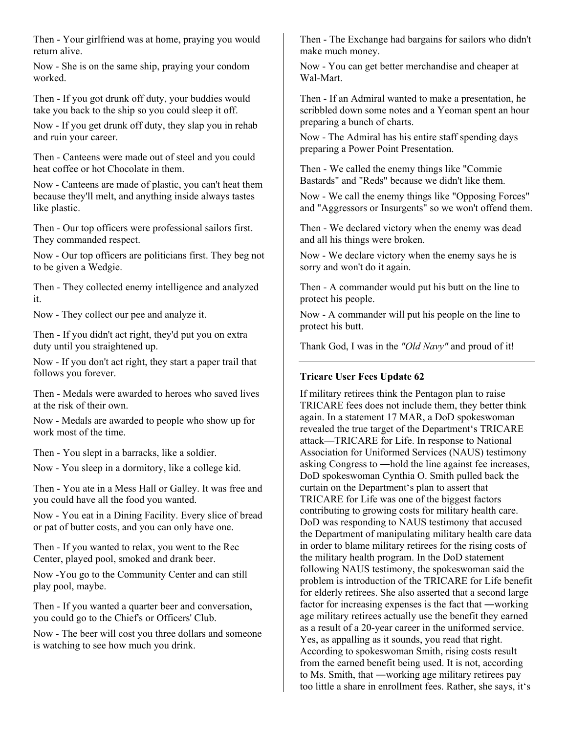Then - Your girlfriend was at home, praying you would return alive.

Now - She is on the same ship, praying your condom worked.

Then - If you got drunk off duty, your buddies would take you back to the ship so you could sleep it off.

Now - If you get drunk off duty, they slap you in rehab and ruin your career.

Then - Canteens were made out of steel and you could heat coffee or hot Chocolate in them.

Now - Canteens are made of plastic, you can't heat them because they'll melt, and anything inside always tastes like plastic.

Then - Our top officers were professional sailors first. They commanded respect.

Now - Our top officers are politicians first. They beg not to be given a Wedgie.

Then - They collected enemy intelligence and analyzed it.

Now - They collect our pee and analyze it.

Then - If you didn't act right, they'd put you on extra duty until you straightened up.

Now - If you don't act right, they start a paper trail that follows you forever.

Then - Medals were awarded to heroes who saved lives at the risk of their own.

Now - Medals are awarded to people who show up for work most of the time.

Then - You slept in a barracks, like a soldier.

Now - You sleep in a dormitory, like a college kid.

Then - You ate in a Mess Hall or Galley. It was free and you could have all the food you wanted.

Now - You eat in a Dining Facility. Every slice of bread or pat of butter costs, and you can only have one.

Then - If you wanted to relax, you went to the Rec Center, played pool, smoked and drank beer.

Now -You go to the Community Center and can still play pool, maybe.

Then - If you wanted a quarter beer and conversation, you could go to the Chief's or Officers' Club.

Now - The beer will cost you three dollars and someone is watching to see how much you drink.

Then - The Exchange had bargains for sailors who didn't make much money.

Now - You can get better merchandise and cheaper at Wal-Mart.

Then - If an Admiral wanted to make a presentation, he scribbled down some notes and a Yeoman spent an hour preparing a bunch of charts.

Now - The Admiral has his entire staff spending days preparing a Power Point Presentation.

Then - We called the enemy things like "Commie Bastards" and "Reds" because we didn't like them.

Now - We call the enemy things like "Opposing Forces" and "Aggressors or Insurgents" so we won't offend them.

Then - We declared victory when the enemy was dead and all his things were broken.

Now - We declare victory when the enemy says he is sorry and won't do it again.

Then - A commander would put his butt on the line to protect his people.

Now - A commander will put his people on the line to protect his butt.

Thank God, I was in the *"Old Navy"* and proud of it!

---

**Tricare User Fees Update 62**

If military retirees think the Pentagon plan to raise TRICARE fees does not include them, they better think again. In a statement 17 MAR, a DoD spokeswoman revealed the true target of the Department's TRICARE attack—TRICARE for Life. In response to National Association for Uniformed Services (NAUS) testimony asking Congress to ―hold the line against fee increases, DoD spokeswoman Cynthia O. Smith pulled back the curtain on the Department's plan to assert that TRICARE for Life was one of the biggest factors contributing to growing costs for military health care. DoD was responding to NAUS testimony that accused the Department of manipulating military health care data in order to blame military retirees for the rising costs of the military health program. In the DoD statement following NAUS testimony, the spokeswoman said the problem is introduction of the TRICARE for Life benefit for elderly retirees. She also asserted that a second large factor for increasing expenses is the fact that ―working age military retirees actually use the benefit they earned as a result of a 20-year career in the uniformed service. Yes, as appalling as it sounds, you read that right. According to spokeswoman Smith, rising costs result from the earned benefit being used. It is not, according to Ms. Smith, that ―working age military retirees pay too little a share in enrollment fees. Rather, she says, it's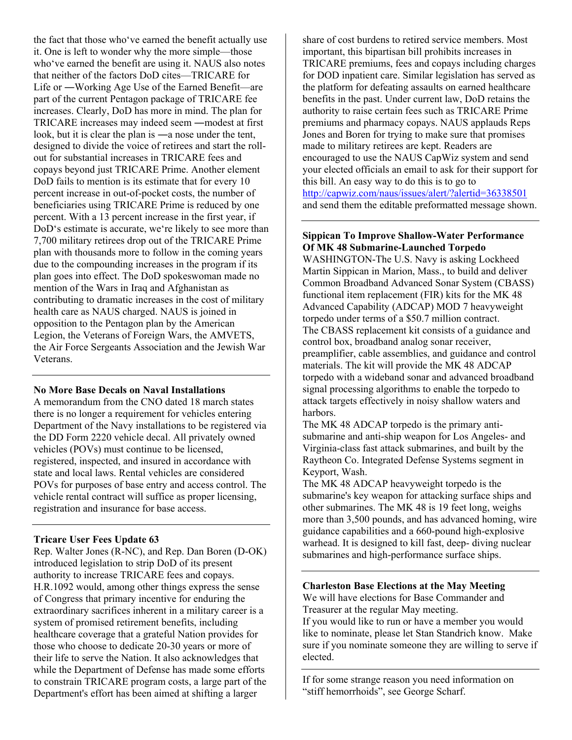the fact that those who've earned the benefit actually use it. One is left to wonder why the more simple—those who've earned the benefit are using it. NAUS also notes that neither of the factors DoD cites—TRICARE for Life or ―Working Age Use of the Earned Benefit—are part of the current Pentagon package of TRICARE fee increases. Clearly, DoD has more in mind. The plan for TRICARE increases may indeed seem ―modest at first look, but it is clear the plan is ―a nose under the tent, designed to divide the voice of retirees and start the roll-out for substantial increases in TRICARE fees and copays beyond just TRICARE Prime. Another element DoD fails to mention is its estimate that for every 10 percent increase in out-of-pocket costs, the number of beneficiaries using TRICARE Prime is reduced by one percent. With a 13 percent increase in the first year, if DoD's estimate is accurate, we're likely to see more than 7,700 military retirees drop out of the TRICARE Prime plan with thousands more to follow in the coming years due to the compounding increases in the program if its plan goes into effect. The DoD spokeswoman made no mention of the Wars in Iraq and Afghanistan as contributing to dramatic increases in the cost of military health care as NAUS charged. NAUS is joined in opposition to the Pentagon plan by the American Legion, the Veterans of Foreign Wars, the AMVETS, the Air Force Sergeants Association and the Jewish War Veterans.

---

**No More Base Decals on Naval Installations**

A memorandum from the CNO dated 18 march states there is no longer a requirement for vehicles entering Department of the Navy installations to be registered via the DD Form 2220 vehicle decal. All privately owned vehicles (POVs) must continue to be licensed, registered, inspected, and insured in accordance with state and local laws. Rental vehicles are considered POVs for purposes of base entry and access control. The vehicle rental contract will suffice as proper licensing, registration and insurance for base access.

---

**Tricare User Fees Update 63**

Rep. Walter Jones (R-NC), and Rep. Dan Boren (D-OK) introduced legislation to strip DoD of its present authority to increase TRICARE fees and copays. H.R.1092 would, among other things express the sense of Congress that primary incentive for enduring the extraordinary sacrifices inherent in a military career is a system of promised retirement benefits, including healthcare coverage that a grateful Nation provides for those who choose to dedicate 20-30 years or more of their life to serve the Nation. It also acknowledges that while the Department of Defense has made some efforts to constrain TRICARE program costs, a large part of the Department's effort has been aimed at shifting a larger share of cost burdens to retired service members. Most important, this bipartisan bill prohibits increases in TRICARE premiums, fees and copays including charges for DOD inpatient care. Similar legislation has served as the platform for defeating assaults on earned healthcare benefits in the past. Under current law, DoD retains the authority to raise certain fees such as TRICARE Prime premiums and pharmacy copays. NAUS applauds Reps Jones and Boren for trying to make sure that promises made to military retirees are kept. Readers are encouraged to use the NAUS CapWiz system and send your elected officials an email to ask for their support for this bill. An easy way to do this is to go to http://capwiz.com/naus/issues/alert/?alertid=36338501 and send them the editable preformatted message shown.

---

**Sippican To Improve Shallow-Water Performance Of MK 48 Submarine-Launched Torpedo**

WASHINGTON-The U.S. Navy is asking Lockheed Martin Sippican in Marion, Mass., to build and deliver Common Broadband Advanced Sonar System (CBASS) functional item replacement (FIR) kits for the MK 48 Advanced Capability (ADCAP) MOD 7 heavyweight torpedo under terms of a $50.7 million contract.

The CBASS replacement kit consists of a guidance and control box, broadband analog sonar receiver, preamplifier, cable assemblies, and guidance and control materials. The kit will provide the MK 48 ADCAP torpedo with a wideband sonar and advanced broadband signal processing algorithms to enable the torpedo to attack targets effectively in noisy shallow waters and harbors.

The MK 48 ADCAP torpedo is the primary anti-submarine and anti-ship weapon for Los Angeles- and Virginia-class fast attack submarines, and built by the Raytheon Co. Integrated Defense Systems segment in Keyport, Wash.

The MK 48 ADCAP heavyweight torpedo is the submarine's key weapon for attacking surface ships and other submarines. The MK 48 is 19 feet long, weighs more than 3,500 pounds, and has advanced homing, wire guidance capabilities and a 660-pound high-explosive warhead. It is designed to kill fast, deep- diving nuclear submarines and high-performance surface ships.

---

**Charleston Base Elections at the May Meeting**

We will have elections for Base Commander and Treasurer at the regular May meeting.

If you would like to run or have a member you would like to nominate, please let Stan Standrich know. Make sure if you nominate someone they are willing to serve if elected.

---

If for some strange reason you need information on "stiff hemorrhoids", see George Scharf.